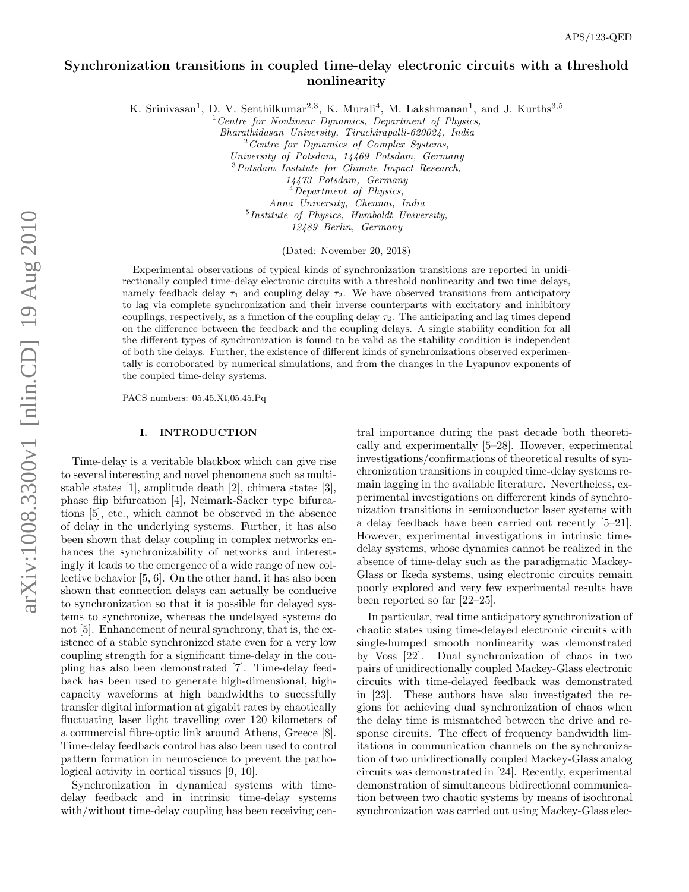# Synchronization transitions in coupled time-delay electronic circuits with a threshold nonlinearity

K. Srinivasan[1], D. V. Senthilkumar[2,3], K. Murali[4], M. Lakshmanan[1], and J. Kurths[3,5]

[1]Centre for Nonlinear Dynamics, Department of Physics, Bharathidasan University, Tiruchirapalli-620024, India
[2]Centre for Dynamics of Complex Systems, University of Potsdam, 14469 Potsdam, Germany
[3]Potsdam Institute for Climate Impact Research, 14473 Potsdam, Germany
[4]Department of Physics, Anna University, Chennai, India
[5]Institute of Physics, Humboldt University, 12489 Berlin, Germany

(Dated: November 20, 2018)

Experimental observations of typical kinds of synchronization transitions are reported in unidirectionally coupled time-delay electronic circuits with a threshold nonlinearity and two time delays, namely feedback delay $\tau_1$ and coupling delay $\tau_2$. We have observed transitions from anticipatory to lag via complete synchronization and their inverse counterparts with excitatory and inhibitory couplings, respectively, as a function of the coupling delay $\tau_2$. The anticipating and lag times depend on the difference between the feedback and the coupling delays. A single stability condition for all the different types of synchronization is found to be valid as the stability condition is independent of both the delays. Further, the existence of different kinds of synchronizations observed experimentally is corroborated by numerical simulations, and from the changes in the Lyapunov exponents of the coupled time-delay systems.

PACS numbers: 05.45.Xt,05.45.Pq

## I. INTRODUCTION

Time-delay is a veritable blackbox which can give rise to several interesting and novel phenomena such as multistable states [1], amplitude death [2], chimera states [3], phase flip bifurcation [4], Neimark-Sacker type bifurcations [5], etc., which cannot be observed in the absence of delay in the underlying systems. Further, it has also been shown that delay coupling in complex networks enhances the synchronizability of networks and interestingly it leads to the emergence of a wide range of new collective behavior [5, 6]. On the other hand, it has also been shown that connection delays can actually be conducive to synchronization so that it is possible for delayed systems to synchronize, whereas the undelayed systems do not [5]. Enhancement of neural synchrony, that is, the existence of a stable synchronized state even for a very low coupling strength for a significant time-delay in the coupling has also been demonstrated [7]. Time-delay feedback has been used to generate high-dimensional, high-capacity waveforms at high bandwidths to sucessfully transfer digital information at gigabit rates by chaotically fluctuating laser light travelling over 120 kilometers of a commercial fibre-optic link around Athens, Greece [8]. Time-delay feedback control has also been used to control pattern formation in neuroscience to prevent the pathological activity in cortical tissues [9, 10].

Synchronization in dynamical systems with time-delay feedback and in intrinsic time-delay systems with/without time-delay coupling has been receiving central importance during the past decade both theoretically and experimentally [5–28]. However, experimental investigations/confirmations of theoretical results of synchronization transitions in coupled time-delay systems remain lagging in the available literature. Nevertheless, experimental investigations on differerent kinds of synchronization transitions in semiconductor laser systems with a delay feedback have been carried out recently [5–21]. However, experimental investigations in intrinsic time-delay systems, whose dynamics cannot be realized in the absence of time-delay such as the paradigmatic Mackey-Glass or Ikeda systems, using electronic circuits remain poorly explored and very few experimental results have been reported so far [22–25].

In particular, real time anticipatory synchronization of chaotic states using time-delayed electronic circuits with single-humped smooth nonlinearity was demonstrated by Voss [22]. Dual synchronization of chaos in two pairs of unidirectionally coupled Mackey-Glass electronic circuits with time-delayed feedback was demonstrated in [23]. These authors have also investigated the regions for achieving dual synchronization of chaos when the delay time is mismatched between the drive and response circuits. The effect of frequency bandwidth limitations in communication channels on the synchronization of two unidirectionally coupled Mackey-Glass analog circuits was demonstrated in [24]. Recently, experimental demonstration of simultaneous bidirectional communication between two chaotic systems by means of isochronal synchronization was carried out using Mackey-Glass elec-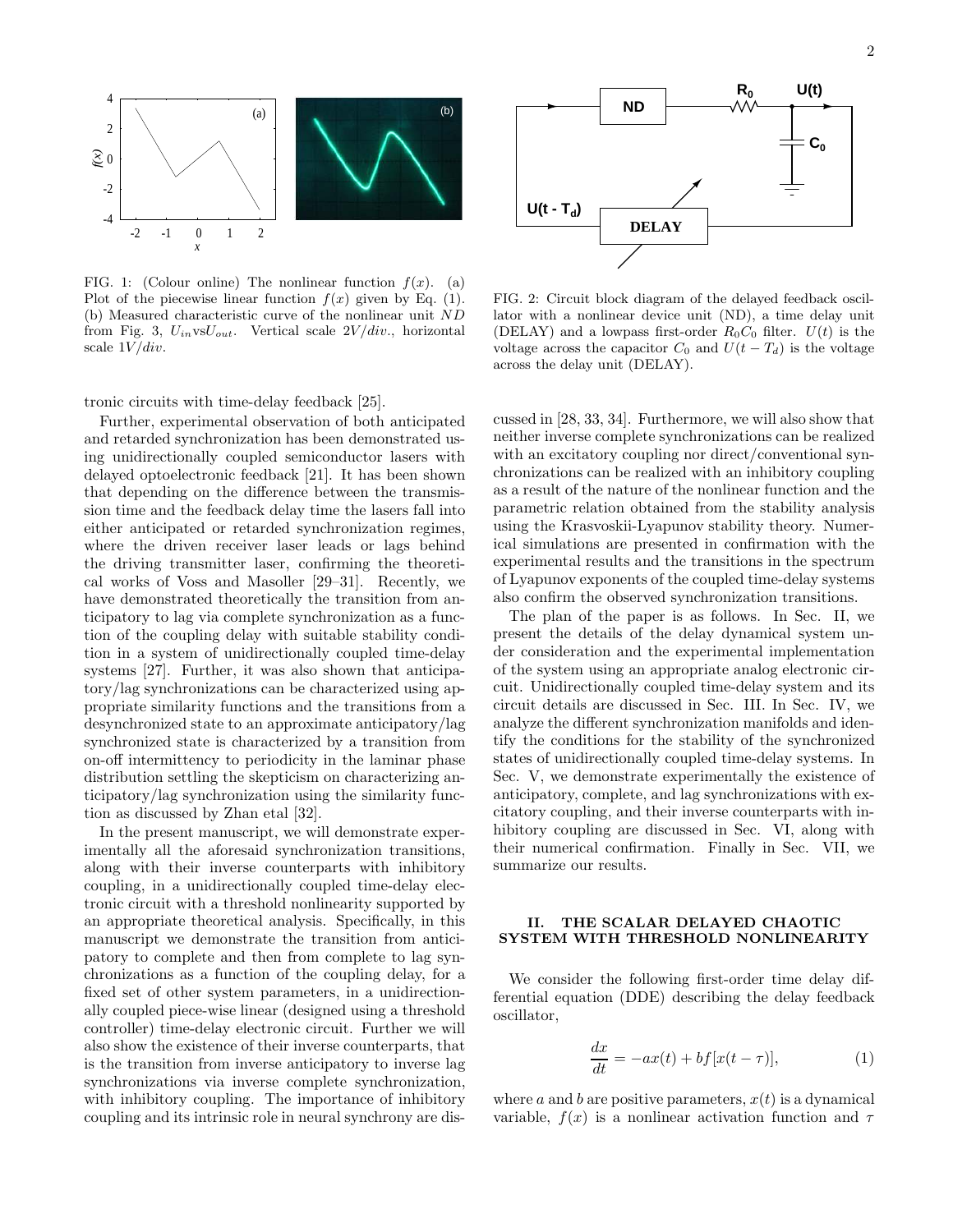FIG. 1: (Colour online) The nonlinear function $f(x)$. (a) Plot of the piecewise linear function $f(x)$ given by Eq. (1). (b) Measured characteristic curve of the nonlinear unit $ND$ from Fig. 3, $U_{in}$vs$U_{out}$. Vertical scale $2V/div.$, horizontal scale $1V/div.$

FIG. 2: Circuit block diagram of the delayed feedback oscillator with a nonlinear device unit (ND), a time delay unit (DELAY) and a lowpass first-order $R_0C_0$ filter. $U(t)$ is the voltage across the capacitor $C_0$ and $U(t - T_d)$ is the voltage across the delay unit (DELAY).

tronic circuits with time-delay feedback [25].

Further, experimental observation of both anticipated and retarded synchronization has been demonstrated using unidirectionally coupled semiconductor lasers with delayed optoelectronic feedback [21]. It has been shown that depending on the difference between the transmission time and the feedback delay time the lasers fall into either anticipated or retarded synchronization regimes, where the driven receiver laser leads or lags behind the driving transmitter laser, confirming the theoretical works of Voss and Masoller [29–31]. Recently, we have demonstrated theoretically the transition from anticipatory to lag via complete synchronization as a function of the coupling delay with suitable stability condition in a system of unidirectionally coupled time-delay systems [27]. Further, it was also shown that anticipatory/lag synchronizations can be characterized using appropriate similarity functions and the transitions from a desynchronized state to an approximate anticipatory/lag synchronized state is characterized by a transition from on-off intermittency to periodicity in the laminar phase distribution settling the skepticism on characterizing anticipatory/lag synchronization using the similarity function as discussed by Zhan etal [32].

In the present manuscript, we will demonstrate experimentally all the aforesaid synchronization transitions, along with their inverse counterparts with inhibitory coupling, in a unidirectionally coupled time-delay electronic circuit with a threshold nonlinearity supported by an appropriate theoretical analysis. Specifically, in this manuscript we demonstrate the transition from anticipatory to complete and then from complete to lag synchronizations as a function of the coupling delay, for a fixed set of other system parameters, in a unidirectionally coupled piece-wise linear (designed using a threshold controller) time-delay electronic circuit. Further we will also show the existence of their inverse counterparts, that is the transition from inverse anticipatory to inverse lag synchronizations via inverse complete synchronization, with inhibitory coupling. The importance of inhibitory coupling and its intrinsic role in neural synchrony are discussed in [28, 33, 34]. Furthermore, we will also show that neither inverse complete synchronizations can be realized with an excitatory coupling nor direct/conventional synchronizations can be realized with an inhibitory coupling as a result of the nature of the nonlinear function and the parametric relation obtained from the stability analysis using the Krasvoskii-Lyapunov stability theory. Numerical simulations are presented in confirmation with the experimental results and the transitions in the spectrum of Lyapunov exponents of the coupled time-delay systems also confirm the observed synchronization transitions.

The plan of the paper is as follows. In Sec. II, we present the details of the delay dynamical system under consideration and the experimental implementation of the system using an appropriate analog electronic circuit. Unidirectionally coupled time-delay system and its circuit details are discussed in Sec. III. In Sec. IV, we analyze the different synchronization manifolds and identify the conditions for the stability of the synchronized states of unidirectionally coupled time-delay systems. In Sec. V, we demonstrate experimentally the existence of anticipatory, complete, and lag synchronizations with excitatory coupling, and their inverse counterparts with inhibitory coupling are discussed in Sec. VI, along with their numerical confirmation. Finally in Sec. VII, we summarize our results.

## II. THE SCALAR DELAYED CHAOTIC SYSTEM WITH THRESHOLD NONLINEARITY

We consider the following first-order time delay differential equation (DDE) describing the delay feedback oscillator,

$$\frac{dx}{dt} = -ax(t) + bf[x(t - \tau)], \tag{1}$$

where $a$ and $b$ are positive parameters, $x(t)$ is a dynamical variable, $f(x)$ is a nonlinear activation function and $\tau$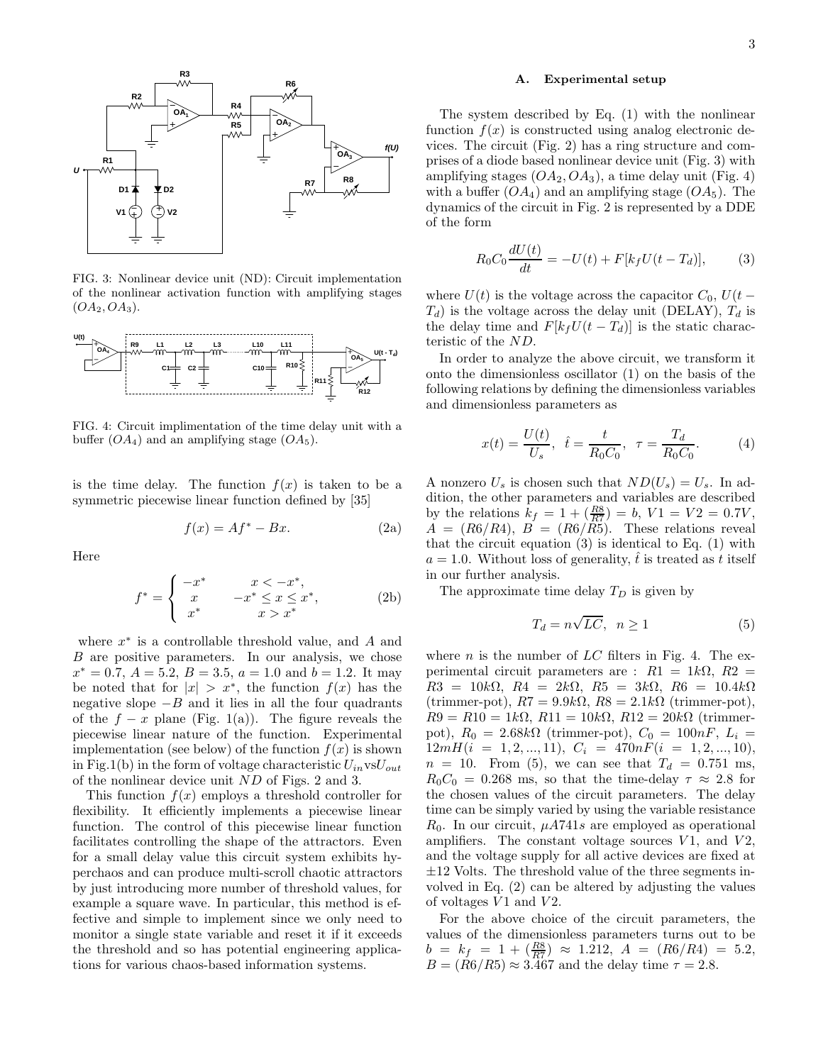FIG. 3: Nonlinear device unit (ND): Circuit implementation of the nonlinear activation function with amplifying stages $(OA_2, OA_3)$.

FIG. 4: Circuit implimentation of the time delay unit with a buffer $(OA_4)$ and an amplifying stage $(OA_5)$.

is the time delay. The function $f(x)$ is taken to be a symmetric piecewise linear function defined by [35]

$$f(x) = Af^* - Bx. \tag{2a}$$

Here

$$f^* = \begin{cases} -x^* & x < -x^*, \\ x & -x^* \leq x \leq x^*, \\ x^* & x > x^* \end{cases} \tag{2b}$$

where $x^*$ is a controllable threshold value, and $A$ and $B$ are positive parameters. In our analysis, we chose $x^* = 0.7$, $A = 5.2$, $B = 3.5$, $a = 1.0$ and $b = 1.2$. It may be noted that for $|x| > x^*$, the function $f(x)$ has the negative slope $-B$ and it lies in all the four quadrants of the $f - x$ plane (Fig. 1(a)). The figure reveals the piecewise linear nature of the function. Experimental implementation (see below) of the function $f(x)$ is shown in Fig.1(b) in the form of voltage characteristic $U_{in}$vs$U_{out}$ of the nonlinear device unit $ND$ of Figs. 2 and 3.

This function $f(x)$ employs a threshold controller for flexibility. It efficiently implements a piecewise linear function. The control of this piecewise linear function facilitates controlling the shape of the attractors. Even for a small delay value this circuit system exhibits hyperchaos and can produce multi-scroll chaotic attractors by just introducing more number of threshold values, for example a square wave. In particular, this method is effective and simple to implement since we only need to monitor a single state variable and reset it if it exceeds the threshold and so has potential engineering applications for various chaos-based information systems.

### A. Experimental setup

The system described by Eq. (1) with the nonlinear function $f(x)$ is constructed using analog electronic devices. The circuit (Fig. 2) has a ring structure and comprises of a diode based nonlinear device unit (Fig. 3) with amplifying stages $(OA_2, OA_3)$, a time delay unit (Fig. 4) with a buffer $(OA_4)$ and an amplifying stage $(OA_5)$. The dynamics of the circuit in Fig. 2 is represented by a DDE of the form

$$R_0 C_0 \frac{dU(t)}{dt} = -U(t) + F[k_f U(t - T_d)], \tag{3}$$

where $U(t)$ is the voltage across the capacitor $C_0$, $U(t - T_d)$ is the voltage across the delay unit (DELAY), $T_d$ is the delay time and $F[k_f U(t - T_d)]$ is the static characteristic of the $ND$.

In order to analyze the above circuit, we transform it onto the dimensionless oscillator (1) on the basis of the following relations by defining the dimensionless variables and dimensionless parameters as

$$x(t) = \frac{U(t)}{U_s}, \quad \hat{t} = \frac{t}{R_0 C_0}, \quad \tau = \frac{T_d}{R_0 C_0}. \tag{4}$$

A nonzero $U_s$ is chosen such that $ND(U_s) = U_s$. In addition, the other parameters and variables are described by the relations $k_f = 1 + (\frac{R8}{R7}) = b$, $V1 = V2 = 0.7V$, $A = (R6/R4)$, $B = (R6/R5)$. These relations reveal that the circuit equation (3) is identical to Eq. (1) with $a = 1.0$. Without loss of generality, $\hat{t}$ is treated as $t$ itself in our further analysis.

The approximate time delay $T_D$ is given by

$$T_d = n\sqrt{LC}, \quad n \geq 1 \tag{5}$$

where $n$ is the number of $LC$ filters in Fig. 4. The experimental circuit parameters are : $R1 = 1k\Omega$, $R2 = R3 = 10k\Omega$, $R4 = 2k\Omega$, $R5 = 3k\Omega$, $R6 = 10.4k\Omega$ (trimmer-pot), $R7 = 9.9k\Omega$, $R8 = 2.1k\Omega$ (trimmer-pot), $R9 = R10 = 1k\Omega$, $R11 = 10k\Omega$, $R12 = 20k\Omega$ (trimmer-pot), $R_0 = 2.68k\Omega$ (trimmer-pot), $C_0 = 100nF$, $L_i = 12mH (i = 1, 2, ..., 11)$, $C_i = 470nF (i = 1, 2, ..., 10)$, $n = 10$. From (5), we can see that $T_d = 0.751$ ms, $R_0 C_0 = 0.268$ ms, so that the time-delay $\tau \approx 2.8$ for the chosen values of the circuit parameters. The delay time can be simply varied by using the variable resistance $R_0$. In our circuit, $\mu A741s$ are employed as operational amplifiers. The constant voltage sources $V1$, and $V2$, and the voltage supply for all active devices are fixed at $\pm 12$ Volts. The threshold value of the three segments involved in Eq. (2) can be altered by adjusting the values of voltages $V1$ and $V2$.

For the above choice of the circuit parameters, the values of the dimensionless parameters turns out to be $b = k_f = 1 + (\frac{R8}{R7}) \approx 1.212$, $A = (R6/R4) = 5.2$, $B = (R6/R5) \approx 3.467$ and the delay time $\tau = 2.8$.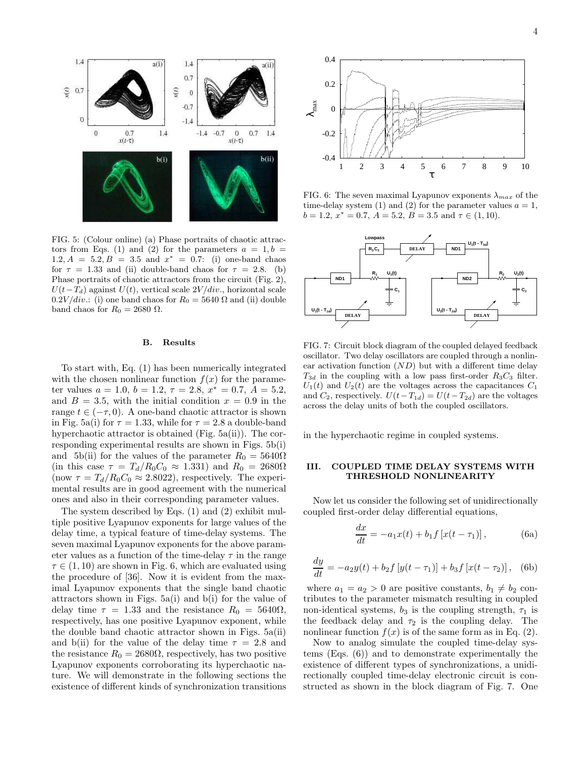FIG. 5: (Colour online) (a) Phase portraits of chaotic attractors from Eqs. (1) and (2) for the parameters $a = 1, b = 1.2, A = 5.2, B = 3.5$ and $x^* = 0.7$: (i) one-band chaos for $\tau = 1.33$ and (ii) double-band chaos for $\tau = 2.8$. (b) Phase portraits of chaotic attractors from the circuit (Fig. 2), $U(t-T_d)$ against $U(t)$, vertical scale $2V/div.$, horizontal scale $0.2V/div.$: (i) one band chaos for $R_0 = 5640\ \Omega$ and (ii) double band chaos for $R_0 = 2680\ \Omega$.

### B. Results

To start with, Eq. (1) has been numerically integrated with the chosen nonlinear function $f(x)$ for the parameter values $a = 1.0$, $b = 1.2$, $\tau = 2.8$, $x^* = 0.7$, $A = 5.2$, and $B = 3.5$, with the initial condition $x = 0.9$ in the range $t \in (-\tau, 0)$. A one-band chaotic attractor is shown in Fig. 5a(i) for $\tau = 1.33$, while for $\tau = 2.8$ a double-band hyperchaotic attractor is obtained (Fig. 5a(ii)). The corresponding experimental results are shown in Figs. 5b(i) and 5b(ii) for the values of the parameter $R_0 = 5640\Omega$ (in this case $\tau = T_d/R_0C_0 \approx 1.331$) and $R_0 = 2680\Omega$ (now $\tau = T_d/R_0C_0 \approx 2.8022$), respectively. The experimental results are in good agreement with the numerical ones and also in their corresponding parameter values.

The system described by Eqs. (1) and (2) exhibit multiple positive Lyapunov exponents for large values of the delay time, a typical feature of time-delay systems. The seven maximal Lyapunov exponents for the above parameter values as a function of the time-delay $\tau$ in the range $\tau \in (1, 10)$ are shown in Fig. 6, which are evaluated using the procedure of [36]. Now it is evident from the maximal Lyapunov exponents that the single band chaotic attractors shown in Figs. 5a(i) and b(i) for the value of delay time $\tau = 1.33$ and the resistance $R_0 = 5640\Omega$, respectively, has one positive Lyapunov exponent, while the double band chaotic attractor shown in Figs. 5a(ii) and b(ii) for the value of the delay time $\tau = 2.8$ and the resistance $R_0 = 2680\Omega$, respectively, has two positive Lyapunov exponents corroborating its hyperchaotic nature. We will demonstrate in the following sections the existence of different kinds of synchronization transitions in the hyperchaotic regime in coupled systems.

FIG. 6: The seven maximal Lyapunov exponents $\lambda_{max}$ of the time-delay system (1) and (2) for the parameter values $a = 1$, $b = 1.2$, $x^* = 0.7$, $A = 5.2$, $B = 3.5$ and $\tau \in (1, 10)$.

FIG. 7: Circuit block diagram of the coupled delayed feedback oscillator. Two delay oscillators are coupled through a nonlinear activation function ($ND$) but with a different time delay $T_{3d}$ in the coupling with a low pass first-order $R_3C_3$ filter. $U_1(t)$ and $U_2(t)$ are the voltages across the capacitances $C_1$ and $C_2$, respectively. $U(t-T_{1d}) = U(t-T_{2d})$ are the voltages across the delay units of both the coupled oscillators.

## III. COUPLED TIME DELAY SYSTEMS WITH THRESHOLD NONLINEARITY

Now let us consider the following set of unidirectionally coupled first-order delay differential equations,

$$\frac{dx}{dt} = -a_1 x(t) + b_1 f\left[x(t-\tau_1)\right], \tag{6a}$$

$$\frac{dy}{dt} = -a_2 y(t) + b_2 f\left[y(t-\tau_1)\right] + b_3 f\left[x(t-\tau_2)\right], \tag{6b}$$

where $a_1 = a_2 > 0$ are positive constants, $b_1 \neq b_2$ contributes to the parameter mismatch resulting in coupled non-identical systems, $b_3$ is the coupling strength, $\tau_1$ is the feedback delay and $\tau_2$ is the coupling delay. The nonlinear function $f(x)$ is of the same form as in Eq. (2).

Now to analog simulate the coupled time-delay systems (Eqs. (6)) and to demonstrate experimentally the existence of different types of synchronizations, a unidirectionally coupled time-delay electronic circuit is constructed as shown in the block diagram of Fig. 7. One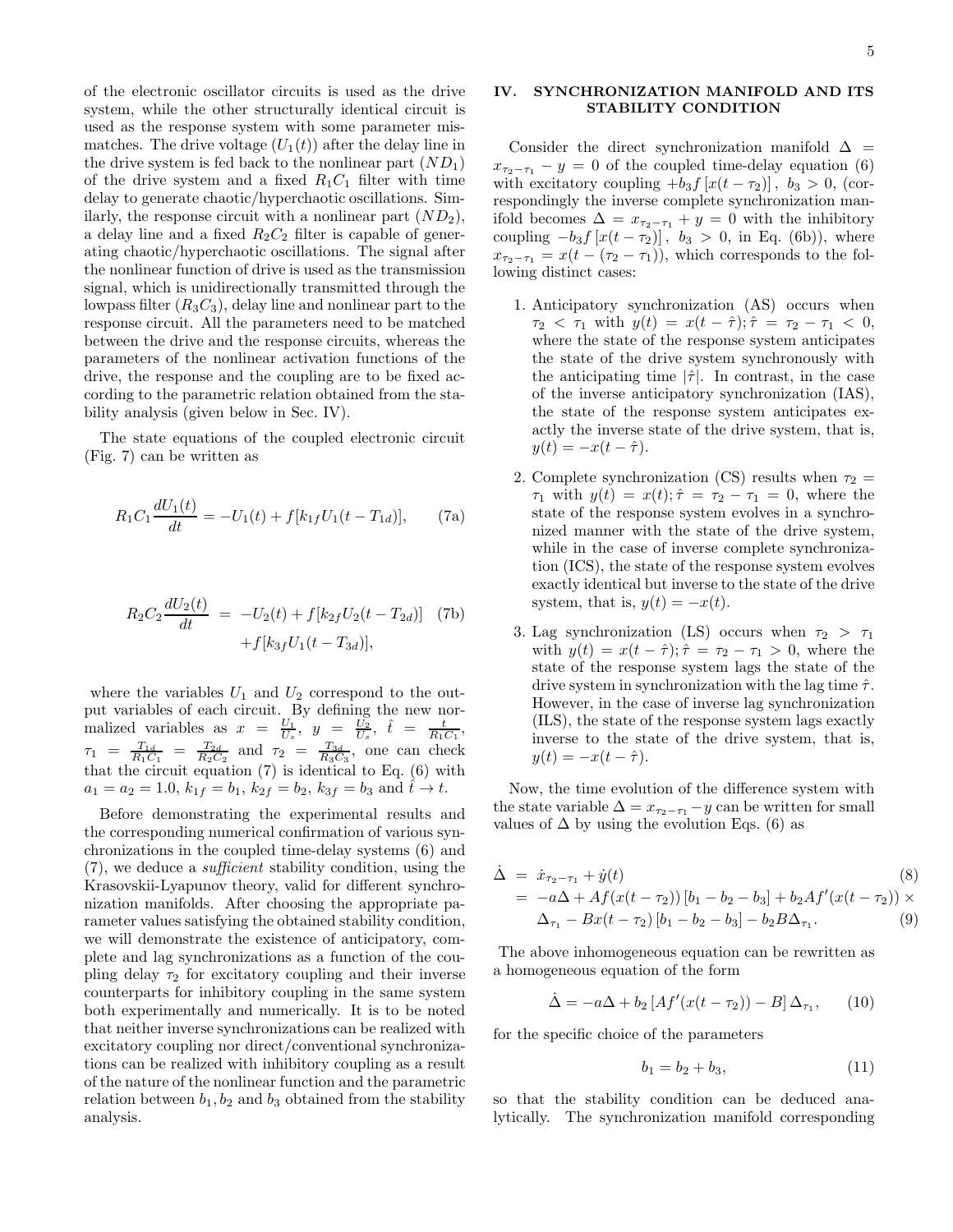of the electronic oscillator circuits is used as the drive system, while the other structurally identical circuit is used as the response system with some parameter mismatches. The drive voltage ($U_1(t)$) after the delay line in the drive system is fed back to the nonlinear part ($ND_1$) of the drive system and a fixed $R_1C_1$ filter with time delay to generate chaotic/hyperchaotic oscillations. Similarly, the response circuit with a nonlinear part ($ND_2$), a delay line and a fixed $R_2C_2$ filter is capable of generating chaotic/hyperchaotic oscillations. The signal after the nonlinear function of drive is used as the transmission signal, which is unidirectionally transmitted through the lowpass filter ($R_3C_3$), delay line and nonlinear part to the response circuit. All the parameters need to be matched between the drive and the response circuits, whereas the parameters of the nonlinear activation functions of the drive, the response and the coupling are to be fixed according to the parametric relation obtained from the stability analysis (given below in Sec. IV).

The state equations of the coupled electronic circuit (Fig. 7) can be written as

$$R_1C_1\frac{dU_1(t)}{dt} = -U_1(t) + f[k_{1f}U_1(t-T_{1d})], \tag{7a}$$

$$\begin{aligned} R_2C_2\frac{dU_2(t)}{dt} &= -U_2(t) + f[k_{2f}U_2(t-T_{2d})] \\ &\quad + f[k_{3f}U_1(t-T_{3d})], \end{aligned} \tag{7b}$$

where the variables $U_1$ and $U_2$ correspond to the output variables of each circuit. By defining the new normalized variables as $x = \frac{U_1}{U_s}$, $y = \frac{U_2}{U_s}$, $\hat{t} = \frac{t}{R_1C_1}$, $\tau_1 = \frac{T_{1d}}{R_1C_1} = \frac{T_{2d}}{R_2C_2}$ and $\tau_2 = \frac{T_{3d}}{R_3C_3}$, one can check that the circuit equation (7) is identical to Eq. (6) with $a_1 = a_2 = 1.0$, $k_{1f} = b_1$, $k_{2f} = b_2$, $k_{3f} = b_3$ and $\hat{t} \to t$.

Before demonstrating the experimental results and the corresponding numerical confirmation of various synchronizations in the coupled time-delay systems (6) and (7), we deduce a *sufficient* stability condition, using the Krasovskii-Lyapunov theory, valid for different synchronization manifolds. After choosing the appropriate parameter values satisfying the obtained stability condition, we will demonstrate the existence of anticipatory, complete and lag synchronizations as a function of the coupling delay $\tau_2$ for excitatory coupling and their inverse counterparts for inhibitory coupling in the same system both experimentally and numerically. It is to be noted that neither inverse synchronizations can be realized with excitatory coupling nor direct/conventional synchronizations can be realized with inhibitory coupling as a result of the nature of the nonlinear function and the parametric relation between $b_1, b_2$ and $b_3$ obtained from the stability analysis.

## IV. SYNCHRONIZATION MANIFOLD AND ITS STABILITY CONDITION

Consider the direct synchronization manifold $\Delta = x_{\tau_2-\tau_1} - y = 0$ of the coupled time-delay equation (6) with excitatory coupling $+b_3 f\left[x(t-\tau_2)\right]$, $b_3 > 0$, (correspondingly the inverse complete synchronization manifold becomes $\Delta = x_{\tau_2-\tau_1} + y = 0$ with the inhibitory coupling $-b_3 f\left[x(t-\tau_2)\right]$, $b_3 > 0$, in Eq. (6b)), where $x_{\tau_2-\tau_1} = x(t-(\tau_2-\tau_1))$, which corresponds to the following distinct cases:

1. Anticipatory synchronization (AS) occurs when $\tau_2 < \tau_1$ with $y(t) = x(t-\hat{\tau}); \hat{\tau} = \tau_2 - \tau_1 < 0$, where the state of the response system anticipates the state of the drive system synchronously with the anticipating time $|\hat{\tau}|$. In contrast, in the case of the inverse anticipatory synchronization (IAS), the state of the response system anticipates exactly the inverse state of the drive system, that is, $y(t) = -x(t-\hat{\tau})$.
2. Complete synchronization (CS) results when $\tau_2 = \tau_1$ with $y(t) = x(t); \hat{\tau} = \tau_2 - \tau_1 = 0$, where the state of the response system evolves in a synchronized manner with the state of the drive system, while in the case of inverse complete synchronization (ICS), the state of the response system evolves exactly identical but inverse to the state of the drive system, that is, $y(t) = -x(t)$.
3. Lag synchronization (LS) occurs when $\tau_2 > \tau_1$ with $y(t) = x(t-\hat{\tau}); \hat{\tau} = \tau_2 - \tau_1 > 0$, where the state of the response system lags the state of the drive system in synchronization with the lag time $\hat{\tau}$. However, in the case of inverse lag synchronization (ILS), the state of the response system lags exactly inverse to the state of the drive system, that is, $y(t) = -x(t-\hat{\tau})$.

Now, the time evolution of the difference system with the state variable $\Delta = x_{\tau_2-\tau_1} - y$ can be written for small values of $\Delta$ by using the evolution Eqs. (6) as

$$\begin{aligned} \dot{\Delta} &= \dot{x}_{\tau_2-\tau_1} + \dot{y}(t) &(8)\\ &= -a\Delta + Af(x(t-\tau_2))\left[b_1 - b_2 - b_3\right] + b_2Af'(x(t-\tau_2)) \times \\ &\quad \Delta_{\tau_1} - Bx(t-\tau_2)\left[b_1 - b_2 - b_3\right] - b_2B\Delta_{\tau_1}. &(9) \end{aligned}$$

The above inhomogeneous equation can be rewritten as a homogeneous equation of the form

$$\dot{\Delta} = -a\Delta + b_2\left[Af'(x(t-\tau_2)) - B\right]\Delta_{\tau_1}, \tag{10}$$

for the specific choice of the parameters

$$b_1 = b_2 + b_3, \tag{11}$$

so that the stability condition can be deduced analytically. The synchronization manifold corresponding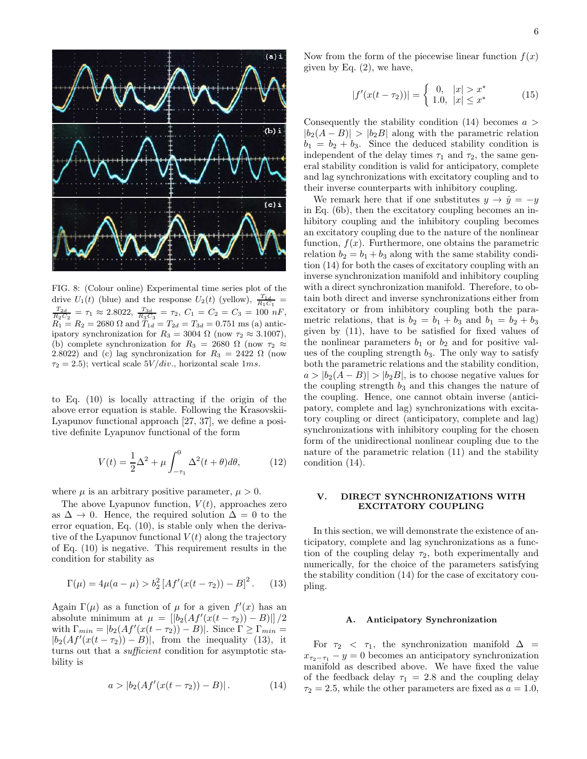FIG. 8: (Colour online) Experimental time series plot of the drive $U_1(t)$ (blue) and the response $U_2(t)$ (yellow), $\frac{T_{1d}}{R_1C_1} = \frac{T_{2d}}{R_2C_2} = \tau_1 \approx 2.8022$, $\frac{T_{3d}}{R_3C_3} = \tau_2$, $C_1 = C_2 = C_3 = 100\ nF$, $R_1 = R_2 = 2680\ \Omega$ and $T_{1d} = T_{2d} = T_{3d} = 0.751$ ms (a) anticipatory synchronization for $R_3 = 3004\ \Omega$ (now $\tau_2 \approx 3.1007$), (b) complete synchronization for $R_3 = 2680\ \Omega$ (now $\tau_2 \approx 2.8022$) and (c) lag synchronization for $R_3 = 2422\ \Omega$ (now $\tau_2 = 2.5$); vertical scale $5V/div.$, horizontal scale $1ms$.

to Eq. (10) is locally attracting if the origin of the above error equation is stable. Following the Krasovskii-Lyapunov functional approach [27, 37], we define a positive definite Lyapunov functional of the form

$$V(t) = \frac{1}{2}\Delta^2 + \mu \int_{-\tau_1}^{0} \Delta^2(t+\theta)d\theta, \tag{12}$$

where $\mu$ is an arbitrary positive parameter, $\mu > 0$.

The above Lyapunov function, $V(t)$, approaches zero as $\Delta \to 0$. Hence, the required solution $\Delta = 0$ to the error equation, Eq. (10), is stable only when the derivative of the Lyapunov functional $V(t)$ along the trajectory of Eq. (10) is negative. This requirement results in the condition for stability as

$$\Gamma(\mu) = 4\mu(a-\mu) > b_2^2\left[Af'(x(t-\tau_2)) - B\right]^2. \tag{13}$$

Again $\Gamma(\mu)$ as a function of $\mu$ for a given $f'(x)$ has an absolute minimum at $\mu = \left[|b_2(Af'(x(t-\tau_2)) - B)|\right]/2$ with $\Gamma_{min} = |b_2(Af'(x(t-\tau_2)) - B)|$. Since $\Gamma \geq \Gamma_{min} = |b_2(Af'(x(t-\tau_2)) - B)|$, from the inequality (13), it turns out that a *sufficient* condition for asymptotic stability is

$$a > |b_2(Af'(x(t-\tau_2)) - B)|. \tag{14}$$

Now from the form of the piecewise linear function $f(x)$ given by Eq. (2), we have,

$$|f'(x(t-\tau_2))| = \begin{cases} 0, & |x| > x^* \\ 1.0, & |x| \leq x^* \end{cases} \tag{15}$$

Consequently the stability condition (14) becomes $a > |b_2(A-B)| > |b_2B|$ along with the parametric relation $b_1 = b_2 + b_3$. Since the deduced stability condition is independent of the delay times $\tau_1$ and $\tau_2$, the same general stability condition is valid for anticipatory, complete and lag synchronizations with excitatory coupling and to their inverse counterparts with inhibitory coupling.

We remark here that if one substitutes $y \to \hat{y} = -y$ in Eq. (6b), then the excitatory coupling becomes an inhibitory coupling and the inhibitory coupling becomes an excitatory coupling due to the nature of the nonlinear function, $f(x)$. Furthermore, one obtains the parametric relation $b_2 = b_1 + b_3$ along with the same stability condition (14) for both the cases of excitatory coupling with an inverse synchronization manifold and inhibitory coupling with a direct synchronization manifold. Therefore, to obtain both direct and inverse synchronizations either from excitatory or from inhibitory coupling both the parametric relations, that is $b_2 = b_1 + b_3$ and $b_1 = b_2 + b_3$ given by (11), have to be satisfied for fixed values of the nonlinear parameters $b_1$ or $b_2$ and for positive values of the coupling strength $b_3$. The only way to satisfy both the parametric relations and the stability condition, $a > |b_2(A-B)| > |b_2B|$, is to choose negative values for the coupling strength $b_3$ and this changes the nature of the coupling. Hence, one cannot obtain inverse (anticipatory, complete and lag) synchronizations with excitatory coupling or direct (anticipatory, complete and lag) synchronizations with inhibitory coupling for the chosen form of the unidirectional nonlinear coupling due to the nature of the parametric relation (11) and the stability condition (14).

## V. DIRECT SYNCHRONIZATIONS WITH EXCITATORY COUPLING

In this section, we will demonstrate the existence of anticipatory, complete and lag synchronizations as a function of the coupling delay $\tau_2$, both experimentally and numerically, for the choice of the parameters satisfying the stability condition (14) for the case of excitatory coupling.

### A. Anticipatory Synchronization

For $\tau_2 < \tau_1$, the synchronization manifold $\Delta = x_{\tau_2-\tau_1} - y = 0$ becomes an anticipatory synchronization manifold as described above. We have fixed the value of the feedback delay $\tau_1 = 2.8$ and the coupling delay $\tau_2 = 2.5$, while the other parameters are fixed as $a = 1.0$,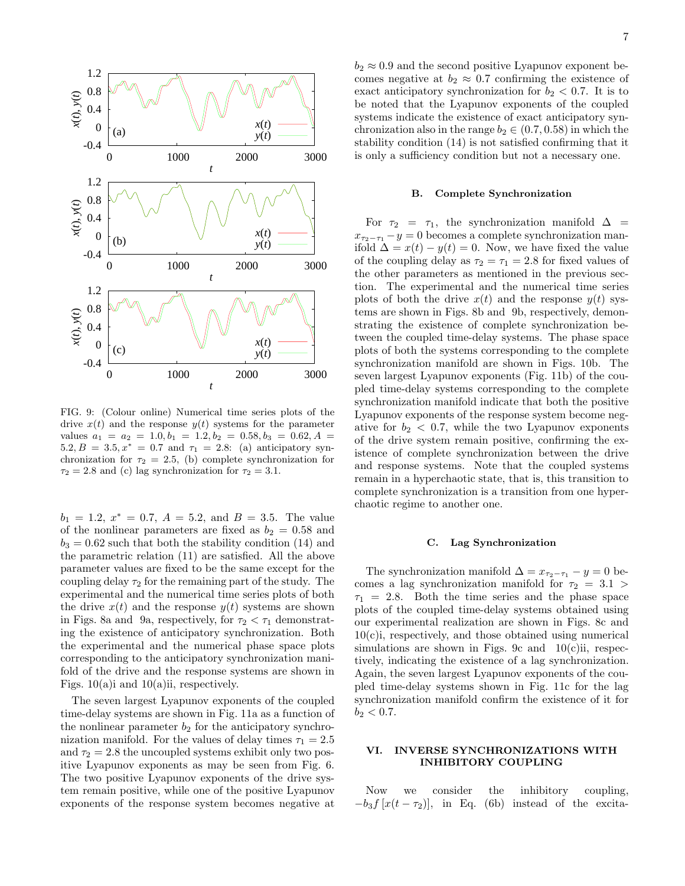FIG. 9: (Colour online) Numerical time series plots of the drive $x(t)$ and the response $y(t)$ systems for the parameter values $a_1 = a_2 = 1.0, b_1 = 1.2, b_2 = 0.58, b_3 = 0.62, A = 5.2, B = 3.5, x^* = 0.7$ and $\tau_1 = 2.8$: (a) anticipatory synchronization for $\tau_2 = 2.5$, (b) complete synchronization for $\tau_2 = 2.8$ and (c) lag synchronization for $\tau_2 = 3.1$.

$b_1 = 1.2$, $x^* = 0.7$, $A = 5.2$, and $B = 3.5$. The value of the nonlinear parameters are fixed as $b_2 = 0.58$ and $b_3 = 0.62$ such that both the stability condition (14) and the parametric relation (11) are satisfied. All the above parameter values are fixed to be the same except for the coupling delay $\tau_2$ for the remaining part of the study. The experimental and the numerical time series plots of both the drive $x(t)$ and the response $y(t)$ systems are shown in Figs. 8a and 9a, respectively, for $\tau_2 < \tau_1$ demonstrating the existence of anticipatory synchronization. Both the experimental and the numerical phase space plots corresponding to the anticipatory synchronization manifold of the drive and the response systems are shown in Figs. 10(a)i and 10(a)ii, respectively.

The seven largest Lyapunov exponents of the coupled time-delay systems are shown in Fig. 11a as a function of the nonlinear parameter $b_2$ for the anticipatory synchronization manifold. For the values of delay times $\tau_1 = 2.5$ and $\tau_2 = 2.8$ the uncoupled systems exhibit only two positive Lyapunov exponents as may be seen from Fig. 6. The two positive Lyapunov exponents of the drive system remain positive, while one of the positive Lyapunov exponents of the response system becomes negative at $b_2 \approx 0.9$ and the second positive Lyapunov exponent becomes negative at $b_2 \approx 0.7$ confirming the existence of exact anticipatory synchronization for $b_2 < 0.7$. It is to be noted that the Lyapunov exponents of the coupled systems indicate the existence of exact anticipatory synchronization also in the range $b_2 \in (0.7, 0.58)$ in which the stability condition (14) is not satisfied confirming that it is only a sufficiency condition but not a necessary one.

### B. Complete Synchronization

For $\tau_2 = \tau_1$, the synchronization manifold $\Delta = x_{\tau_2-\tau_1} - y = 0$ becomes a complete synchronization manifold $\Delta = x(t) - y(t) = 0$. Now, we have fixed the value of the coupling delay as $\tau_2 = \tau_1 = 2.8$ for fixed values of the other parameters as mentioned in the previous section. The experimental and the numerical time series plots of both the drive $x(t)$ and the response $y(t)$ systems are shown in Figs. 8b and 9b, respectively, demonstrating the existence of complete synchronization between the coupled time-delay systems. The phase space plots of both the systems corresponding to the complete synchronization manifold are shown in Figs. 10b. The seven largest Lyapunov exponents (Fig. 11b) of the coupled time-delay systems corresponding to the complete synchronization manifold indicate that both the positive Lyapunov exponents of the response system become negative for $b_2 < 0.7$, while the two Lyapunov exponents of the drive system remain positive, confirming the existence of complete synchronization between the drive and response systems. Note that the coupled systems remain in a hyperchaotic state, that is, this transition to complete synchronization is a transition from one hyperchaotic regime to another one.

### C. Lag Synchronization

The synchronization manifold $\Delta = x_{\tau_2-\tau_1} - y = 0$ becomes a lag synchronization manifold for $\tau_2 = 3.1 > \tau_1 = 2.8$. Both the time series and the phase space plots of the coupled time-delay systems obtained using our experimental realization are shown in Figs. 8c and 10(c)i, respectively, and those obtained using numerical simulations are shown in Figs. 9c and 10(c)ii, respectively, indicating the existence of a lag synchronization. Again, the seven largest Lyapunov exponents of the coupled time-delay systems shown in Fig. 11c for the lag synchronization manifold confirm the existence of it for $b_2 < 0.7$.

## VI. INVERSE SYNCHRONIZATIONS WITH INHIBITORY COUPLING

Now we consider the inhibitory coupling, $-b_3 f\left[x(t - \tau_2)\right]$, in Eq. (6b) instead of the excita-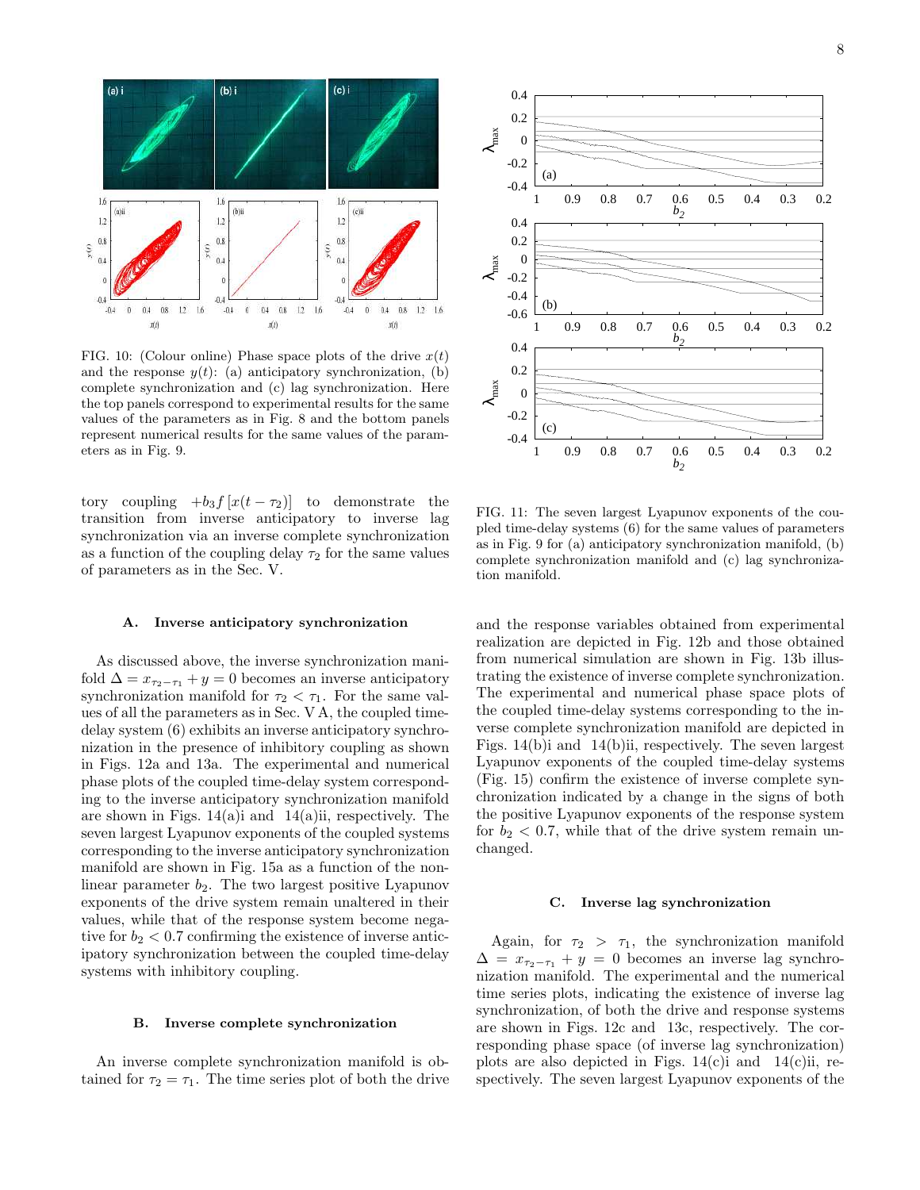FIG. 10: (Colour online) Phase space plots of the drive $x(t)$ and the response $y(t)$: (a) anticipatory synchronization, (b) complete synchronization and (c) lag synchronization. Here the top panels correspond to experimental results for the same values of the parameters as in Fig. 8 and the bottom panels represent numerical results for the same values of the parameters as in Fig. 9.

FIG. 11: The seven largest Lyapunov exponents of the coupled time-delay systems (6) for the same values of parameters as in Fig. 9 for (a) anticipatory synchronization manifold, (b) complete synchronization manifold and (c) lag synchronization manifold.

tory coupling $+b_3 f[x(t-\tau_2)]$ to demonstrate the transition from inverse anticipatory to inverse lag synchronization via an inverse complete synchronization as a function of the coupling delay $\tau_2$ for the same values of parameters as in the Sec. V.

### A. Inverse anticipatory synchronization

As discussed above, the inverse synchronization manifold $\Delta = x_{\tau_2-\tau_1} + y = 0$ becomes an inverse anticipatory synchronization manifold for $\tau_2 < \tau_1$. For the same values of all the parameters as in Sec. V A, the coupled time-delay system (6) exhibits an inverse anticipatory synchronization in the presence of inhibitory coupling as shown in Figs. 12a and 13a. The experimental and numerical phase plots of the coupled time-delay system corresponding to the inverse anticipatory synchronization manifold are shown in Figs. 14(a)i and 14(a)ii, respectively. The seven largest Lyapunov exponents of the coupled systems corresponding to the inverse anticipatory synchronization manifold are shown in Fig. 15a as a function of the nonlinear parameter $b_2$. The two largest positive Lyapunov exponents of the drive system remain unaltered in their values, while that of the response system become negative for $b_2 < 0.7$ confirming the existence of inverse anticipatory synchronization between the coupled time-delay systems with inhibitory coupling.

### B. Inverse complete synchronization

An inverse complete synchronization manifold is obtained for $\tau_2 = \tau_1$. The time series plot of both the drive and the response variables obtained from experimental realization are depicted in Fig. 12b and those obtained from numerical simulation are shown in Fig. 13b illustrating the existence of inverse complete synchronization. The experimental and numerical phase space plots of the coupled time-delay systems corresponding to the inverse complete synchronization manifold are depicted in Figs. 14(b)i and 14(b)ii, respectively. The seven largest Lyapunov exponents of the coupled time-delay systems (Fig. 15) confirm the existence of inverse complete synchronization indicated by a change in the signs of both the positive Lyapunov exponents of the response system for $b_2 < 0.7$, while that of the drive system remain unchanged.

### C. Inverse lag synchronization

Again, for $\tau_2 > \tau_1$, the synchronization manifold $\Delta = x_{\tau_2-\tau_1} + y = 0$ becomes an inverse lag synchronization manifold. The experimental and the numerical time series plots, indicating the existence of inverse lag synchronization, of both the drive and response systems are shown in Figs. 12c and 13c, respectively. The corresponding phase space (of inverse lag synchronization) plots are also depicted in Figs. 14(c)i and 14(c)ii, respectively. The seven largest Lyapunov exponents of the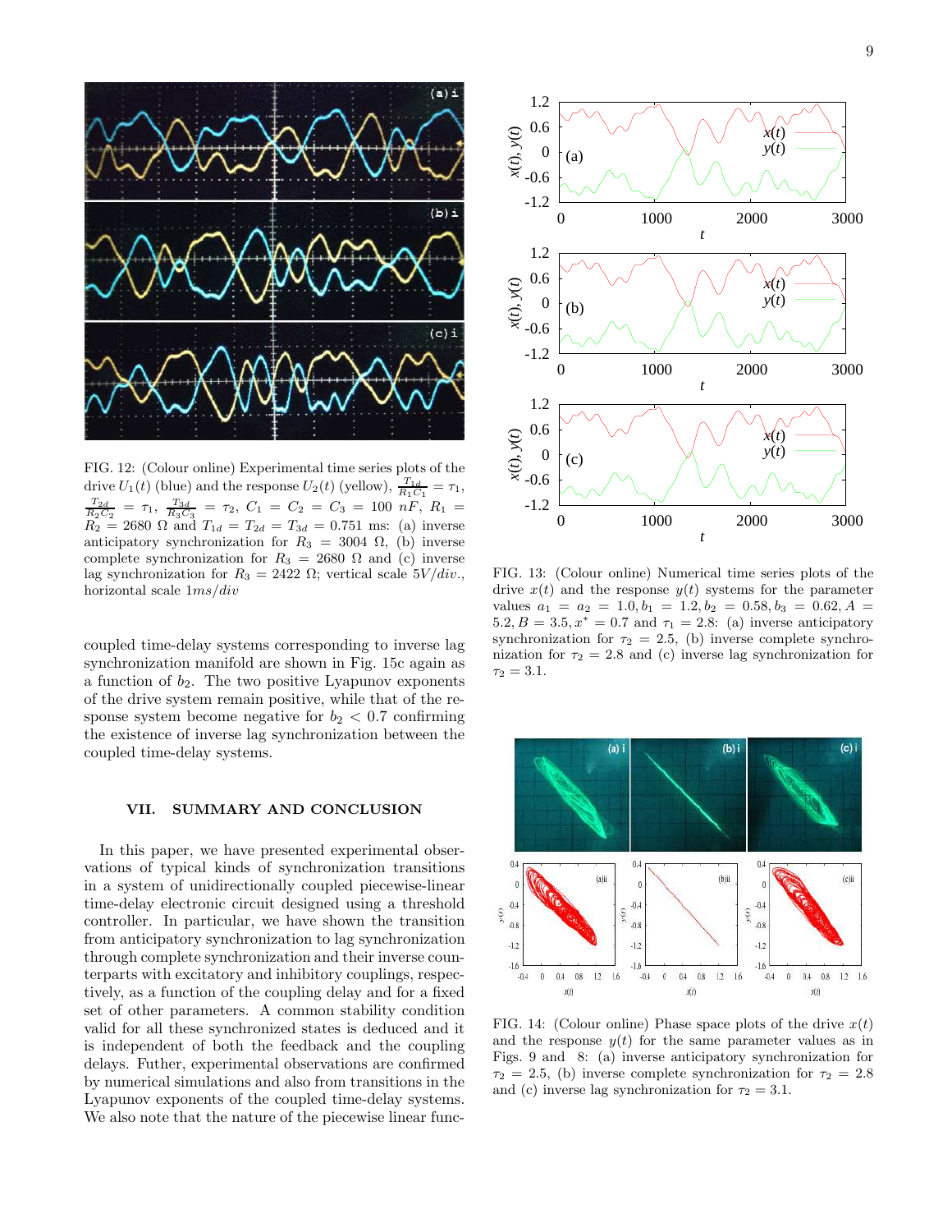FIG. 12: (Colour online) Experimental time series plots of the drive $U_1(t)$ (blue) and the response $U_2(t)$ (yellow), $\frac{T_{1d}}{R_1C_1} = \tau_1$, $\frac{T_{2d}}{R_2C_2} = \tau_1$, $\frac{T_{3d}}{R_3C_3} = \tau_2$, $C_1 = C_2 = C_3 = 100\ nF$, $R_1 = R_2 = 2680\ \Omega$ and $T_{1d} = T_{2d} = T_{3d} = 0.751$ ms: (a) inverse anticipatory synchronization for $R_3 = 3004\ \Omega$, (b) inverse complete synchronization for $R_3 = 2680\ \Omega$ and (c) inverse lag synchronization for $R_3 = 2422\ \Omega$; vertical scale $5V/div.$, horizontal scale $1ms/div$

coupled time-delay systems corresponding to inverse lag synchronization manifold are shown in Fig. 15c again as a function of $b_2$. The two positive Lyapunov exponents of the drive system remain positive, while that of the response system become negative for $b_2 < 0.7$ confirming the existence of inverse lag synchronization between the coupled time-delay systems.

## VII. SUMMARY AND CONCLUSION

In this paper, we have presented experimental observations of typical kinds of synchronization transitions in a system of unidirectionally coupled piecewise-linear time-delay electronic circuit designed using a threshold controller. In particular, we have shown the transition from anticipatory synchronization to lag synchronization through complete synchronization and their inverse counterparts with excitatory and inhibitory couplings, respectively, as a function of the coupling delay and for a fixed set of other parameters. A common stability condition valid for all these synchronized states is deduced and it is independent of both the feedback and the coupling delays. Futher, experimental observations are confirmed by numerical simulations and also from transitions in the Lyapunov exponents of the coupled time-delay systems. We also note that the nature of the piecewise linear func-

FIG. 13: (Colour online) Numerical time series plots of the drive $x(t)$ and the response $y(t)$ systems for the parameter values $a_1 = a_2 = 1.0, b_1 = 1.2, b_2 = 0.58, b_3 = 0.62, A = 5.2, B = 3.5, x^* = 0.7$ and $\tau_1 = 2.8$: (a) inverse anticipatory synchronization for $\tau_2 = 2.5$, (b) inverse complete synchronization for $\tau_2 = 2.8$ and (c) inverse lag synchronization for $\tau_2 = 3.1$.

FIG. 14: (Colour online) Phase space plots of the drive $x(t)$ and the response $y(t)$ for the same parameter values as in Figs. 9 and 8: (a) inverse anticipatory synchronization for $\tau_2 = 2.5$, (b) inverse complete synchronization for $\tau_2 = 2.8$ and (c) inverse lag synchronization for $\tau_2 = 3.1$.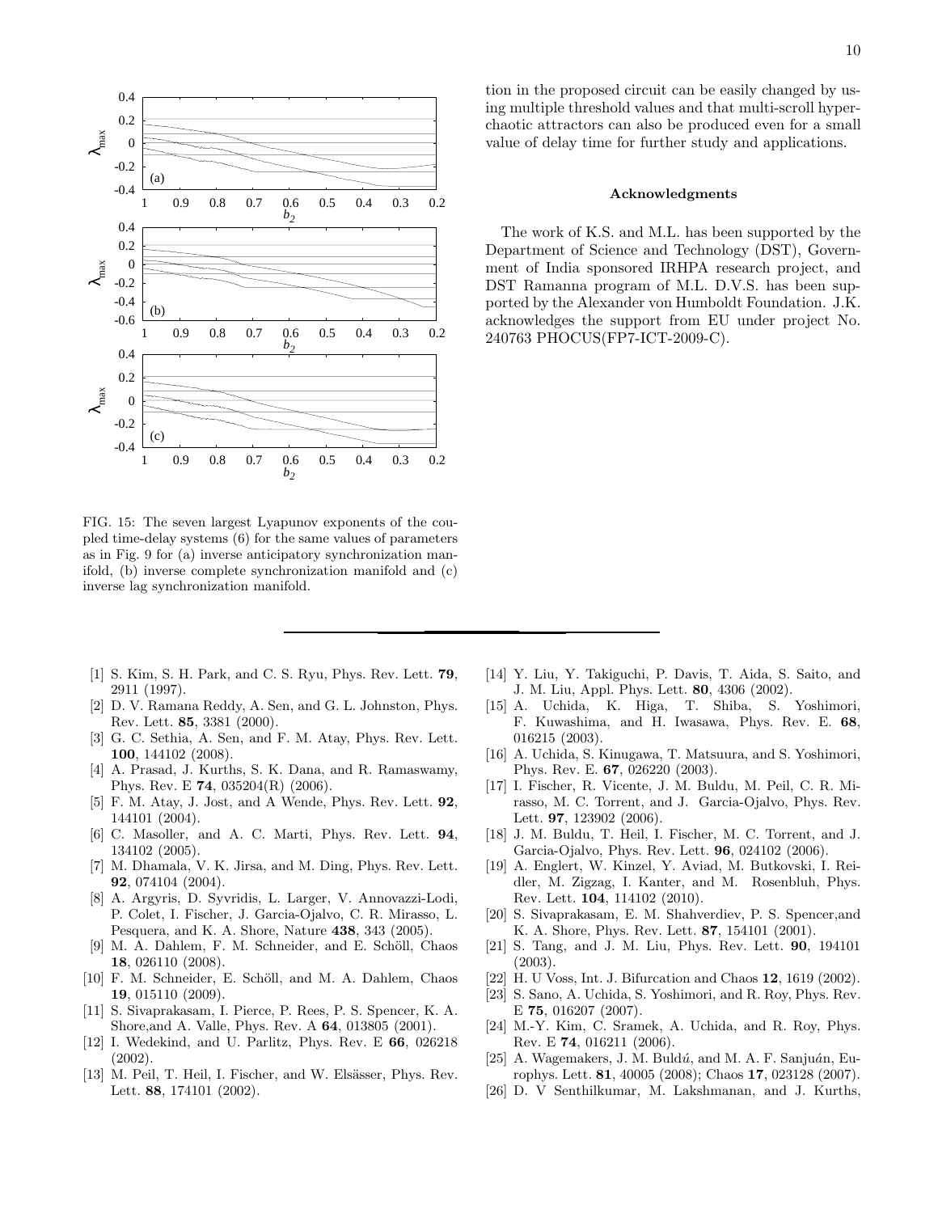FIG. 15: The seven largest Lyapunov exponents of the coupled time-delay systems (6) for the same values of parameters as in Fig. 9 for (a) inverse anticipatory synchronization manifold, (b) inverse complete synchronization manifold and (c) inverse lag synchronization manifold.

tion in the proposed circuit can be easily changed by using multiple threshold values and that multi-scroll hyperchaotic attractors can also be produced even for a small value of delay time for further study and applications.

### Acknowledgments

The work of K.S. and M.L. has been supported by the Department of Science and Technology (DST), Government of India sponsored IRHPA research project, and DST Ramanna program of M.L. D.V.S. has been supported by the Alexander von Humboldt Foundation. J.K. acknowledges the support from EU under project No. 240763 PHOCUS(FP7-ICT-2009-C).

---

[1] S. Kim, S. H. Park, and C. S. Ryu, Phys. Rev. Lett. **79**, 2911 (1997).

[2] D. V. Ramana Reddy, A. Sen, and G. L. Johnston, Phys. Rev. Lett. **85**, 3381 (2000).

[3] G. C. Sethia, A. Sen, and F. M. Atay, Phys. Rev. Lett. **100**, 144102 (2008).

[4] A. Prasad, J. Kurths, S. K. Dana, and R. Ramaswamy, Phys. Rev. E **74**, 035204(R) (2006).

[5] F. M. Atay, J. Jost, and A Wende, Phys. Rev. Lett. **92**, 144101 (2004).

[6] C. Masoller, and A. C. Marti, Phys. Rev. Lett. **94**, 134102 (2005).

[7] M. Dhamala, V. K. Jirsa, and M. Ding, Phys. Rev. Lett. **92**, 074104 (2004).

[8] A. Argyris, D. Syvridis, L. Larger, V. Annovazzi-Lodi, P. Colet, I. Fischer, J. Garcia-Ojalvo, C. R. Mirasso, L. Pesquera, and K. A. Shore, Nature **438**, 343 (2005).

[9] M. A. Dahlem, F. M. Schneider, and E. Schöll, Chaos **18**, 026110 (2008).

[10] F. M. Schneider, E. Schöll, and M. A. Dahlem, Chaos **19**, 015110 (2009).

[11] S. Sivaprakasam, I. Pierce, P. Rees, P. S. Spencer, K. A. Shore,and A. Valle, Phys. Rev. A **64**, 013805 (2001).

[12] I. Wedekind, and U. Parlitz, Phys. Rev. E **66**, 026218 (2002).

[13] M. Peil, T. Heil, I. Fischer, and W. Elsässer, Phys. Rev. Lett. **88**, 174101 (2002).

[14] Y. Liu, Y. Takiguchi, P. Davis, T. Aida, S. Saito, and J. M. Liu, Appl. Phys. Lett. **80**, 4306 (2002).

[15] A. Uchida, K. Higa, T. Shiba, S. Yoshimori, F. Kuwashima, and H. Iwasawa, Phys. Rev. E. **68**, 016215 (2003).

[16] A. Uchida, S. Kinugawa, T. Matsuura, and S. Yoshimori, Phys. Rev. E. **67**, 026220 (2003).

[17] I. Fischer, R. Vicente, J. M. Buldu, M. Peil, C. R. Mirasso, M. C. Torrent, and J. Garcia-Ojalvo, Phys. Rev. Lett. **97**, 123902 (2006).

[18] J. M. Buldu, T. Heil, I. Fischer, M. C. Torrent, and J. Garcia-Ojalvo, Phys. Rev. Lett. **96**, 024102 (2006).

[19] A. Englert, W. Kinzel, Y. Aviad, M. Butkovski, I. Reidler, M. Zigzag, I. Kanter, and M. Rosenbluh, Phys. Rev. Lett. **104**, 114102 (2010).

[20] S. Sivaprakasam, E. M. Shahverdiev, P. S. Spencer,and K. A. Shore, Phys. Rev. Lett. **87**, 154101 (2001).

[21] S. Tang, and J. M. Liu, Phys. Rev. Lett. **90**, 194101 (2003).

[22] H. U Voss, Int. J. Bifurcation and Chaos **12**, 1619 (2002).

[23] S. Sano, A. Uchida, S. Yoshimori, and R. Roy, Phys. Rev. E **75**, 016207 (2007).

[24] M.-Y. Kim, C. Sramek, A. Uchida, and R. Roy, Phys. Rev. E **74**, 016211 (2006).

[25] A. Wagemakers, J. M. Buldú, and M. A. F. Sanjuán, Europhys. Lett. **81**, 40005 (2008); Chaos **17**, 023128 (2007).

[26] D. V Senthilkumar, M. Lakshmanan, and J. Kurths,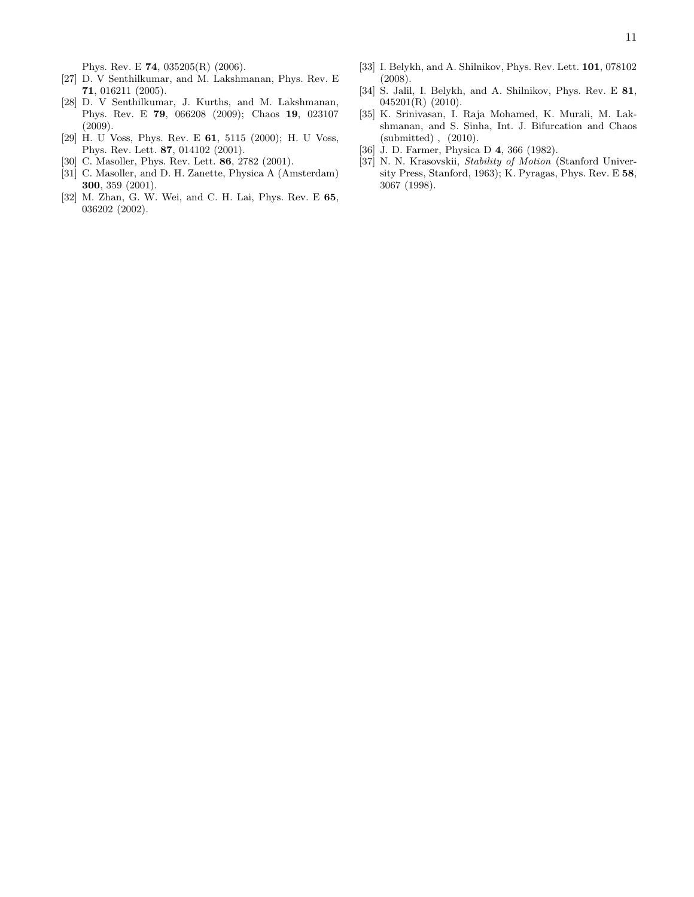Phys. Rev. E **74**, 035205(R) (2006).

[27] D. V Senthilkumar, and M. Lakshmanan, Phys. Rev. E **71**, 016211 (2005).

[28] D. V Senthilkumar, J. Kurths, and M. Lakshmanan, Phys. Rev. E **79**, 066208 (2009); Chaos **19**, 023107 (2009).

[29] H. U Voss, Phys. Rev. E **61**, 5115 (2000); H. U Voss, Phys. Rev. Lett. **87**, 014102 (2001).

[30] C. Masoller, Phys. Rev. Lett. **86**, 2782 (2001).

[31] C. Masoller, and D. H. Zanette, Physica A (Amsterdam) **300**, 359 (2001).

[32] M. Zhan, G. W. Wei, and C. H. Lai, Phys. Rev. E **65**, 036202 (2002).

[33] I. Belykh, and A. Shilnikov, Phys. Rev. Lett. **101**, 078102 (2008).

[34] S. Jalil, I. Belykh, and A. Shilnikov, Phys. Rev. E **81**, 045201(R) (2010).

[35] K. Srinivasan, I. Raja Mohamed, K. Murali, M. Lakshmanan, and S. Sinha, Int. J. Bifurcation and Chaos (submitted) , (2010).

[36] J. D. Farmer, Physica D **4**, 366 (1982).

[37] N. N. Krasovskii, *Stability of Motion* (Stanford University Press, Stanford, 1963); K. Pyragas, Phys. Rev. E **58**, 3067 (1998).